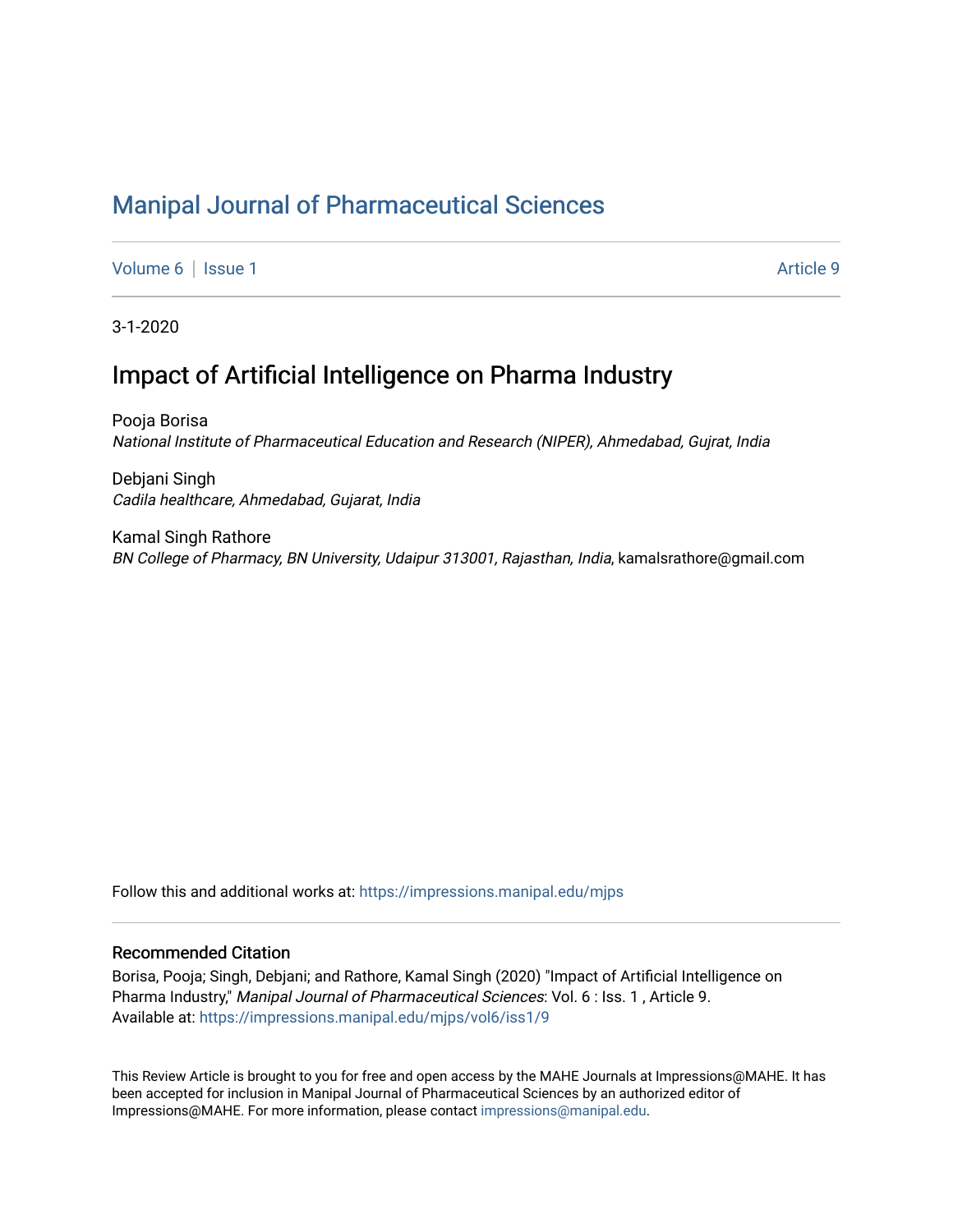# Manipal Journal of Pharmaceutical Sciences

Volume 6 | Issue 1 Article 9

3-1-2020

## Impact of Artificial Intelligence on Pharma Industry

Pooja Borisa
*National Institute of Pharmaceutical Education and Research (NIPER), Ahmedabad, Gujrat, India*

Debjani Singh
*Cadila healthcare, Ahmedabad, Gujarat, India*

Kamal Singh Rathore
*BN College of Pharmacy, BN University, Udaipur 313001, Rajasthan, India*, kamalsrathore@gmail.com

Follow this and additional works at: https://impressions.manipal.edu/mjps

### Recommended Citation

Borisa, Pooja; Singh, Debjani; and Rathore, Kamal Singh (2020) "Impact of Artificial Intelligence on Pharma Industry," *Manipal Journal of Pharmaceutical Sciences*: Vol. 6 : Iss. 1 , Article 9.
Available at: https://impressions.manipal.edu/mjps/vol6/iss1/9

This Review Article is brought to you for free and open access by the MAHE Journals at Impressions@MAHE. It has been accepted for inclusion in Manipal Journal of Pharmaceutical Sciences by an authorized editor of Impressions@MAHE. For more information, please contact impressions@manipal.edu.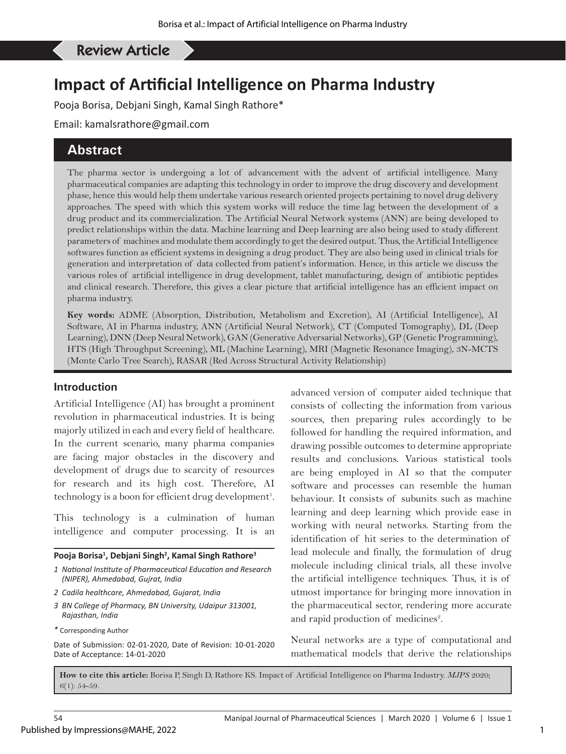Review Article

# Impact of Artificial Intelligence on Pharma Industry

Pooja Borisa, Debjani Singh, Kamal Singh Rathore*

Email: kamalsrathore@gmail.com

## Abstract

The pharma sector is undergoing a lot of advancement with the advent of artificial intelligence. Many pharmaceutical companies are adapting this technology in order to improve the drug discovery and development phase, hence this would help them undertake various research oriented projects pertaining to novel drug delivery approaches. The speed with which this system works will reduce the time lag between the development of a drug product and its commercialization. The Artificial Neural Network systems (ANN) are being developed to predict relationships within the data. Machine learning and Deep learning are also being used to study different parameters of machines and modulate them accordingly to get the desired output. Thus, the Artificial Intelligence softwares function as efficient systems in designing a drug product. They are also being used in clinical trials for generation and interpretation of data collected from patient's information. Hence, in this article we discuss the various roles of artificial intelligence in drug development, tablet manufacturing, design of antibiotic peptides and clinical research. Therefore, this gives a clear picture that artificial intelligence has an efficient impact on pharma industry.

**Key words:** ADME (Absorption, Distribution, Metabolism and Excretion), AI (Artificial Intelligence), AI Software, AI in Pharma industry, ANN (Artificial Neural Network), CT (Computed Tomography), DL (Deep Learning), DNN (Deep Neural Network), GAN (Generative Adversarial Networks), GP (Genetic Programming), HTS (High Throughput Screening), ML (Machine Learning), MRI (Magnetic Resonance Imaging), 3N-MCTS (Monte Carlo Tree Search), RASAR (Red Across Structural Activity Relationship)

## Introduction

Artificial Intelligence (AI) has brought a prominent revolution in pharmaceutical industries. It is being majorly utilized in each and every field of healthcare. In the current scenario, many pharma companies are facing major obstacles in the discovery and development of drugs due to scarcity of resources for research and its high cost. Therefore, AI technology is a boon for efficient drug development[1].

This technology is a culmination of human intelligence and computer processing. It is an advanced version of computer aided technique that consists of collecting the information from various sources, then preparing rules accordingly to be followed for handling the required information, and drawing possible outcomes to determine appropriate results and conclusions. Various statistical tools are being employed in AI so that the computer software and processes can resemble the human behaviour. It consists of subunits such as machine learning and deep learning which provide ease in working with neural networks. Starting from the identification of hit series to the determination of lead molecule and finally, the formulation of drug molecule including clinical trials, all these involve the artificial intelligence techniques. Thus, it is of utmost importance for bringing more innovation in the pharmaceutical sector, rendering more accurate and rapid production of medicines[2].

Neural networks are a type of computational and mathematical models that derive the relationships

**Pooja Borisa[1], Debjani Singh[2], Kamal Singh Rathore[3]**

*1 National Institute of Pharmaceutical Education and Research (NIPER), Ahmedabad, Gujrat, India*

*2 Cadila healthcare, Ahmedabad, Gujarat, India*

*3 BN College of Pharmacy, BN University, Udaipur 313001, Rajasthan, India*

\* Corresponding Author

Date of Submission: 02-01-2020, Date of Revision: 10-01-2020
Date of Acceptance: 14-01-2020

**How to cite this article:** Borisa P, Singh D, Rathore KS. Impact of Artificial Intelligence on Pharma Industry. *MJPS* 2020; 6(1): 54-59.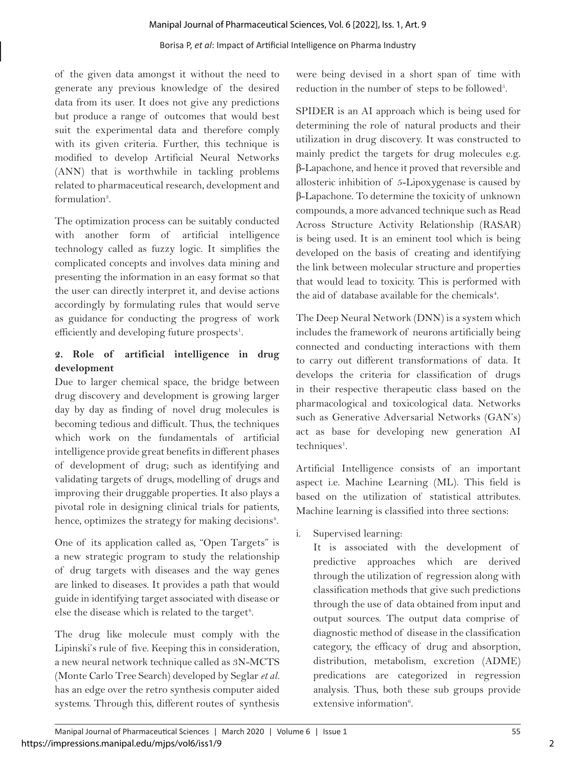of the given data amongst it without the need to generate any previous knowledge of the desired data from its user. It does not give any predictions but produce a range of outcomes that would best suit the experimental data and therefore comply with its given criteria. Further, this technique is modified to develop Artificial Neural Networks (ANN) that is worthwhile in tackling problems related to pharmaceutical research, development and formulation[3].

The optimization process can be suitably conducted with another form of artificial intelligence technology called as fuzzy logic. It simplifies the complicated concepts and involves data mining and presenting the information in an easy format so that the user can directly interpret it, and devise actions accordingly by formulating rules that would serve as guidance for conducting the progress of work efficiently and developing future prospects[1].

## 2. Role of artificial intelligence in drug development

Due to larger chemical space, the bridge between drug discovery and development is growing larger day by day as finding of novel drug molecules is becoming tedious and difficult. Thus, the techniques which work on the fundamentals of artificial intelligence provide great benefits in different phases of development of drug; such as identifying and validating targets of drugs, modelling of drugs and improving their druggable properties. It also plays a pivotal role in designing clinical trials for patients, hence, optimizes the strategy for making decisions[4].

One of its application called as, "Open Targets" is a new strategic program to study the relationship of drug targets with diseases and the way genes are linked to diseases. It provides a path that would guide in identifying target associated with disease or else the disease which is related to the target[4].

The drug like molecule must comply with the Lipinski's rule of five. Keeping this in consideration, a new neural network technique called as 3N-MCTS (Monte Carlo Tree Search) developed by Seglar *et al.* has an edge over the retro synthesis computer aided systems. Through this, different routes of synthesis were being devised in a short span of time with reduction in the number of steps to be followed[5].

SPIDER is an AI approach which is being used for determining the role of natural products and their utilization in drug discovery. It was constructed to mainly predict the targets for drug molecules e.g. β-Lapachone, and hence it proved that reversible and allosteric inhibition of 5-Lipoxygenase is caused by β-Lapachone. To determine the toxicity of unknown compounds, a more advanced technique such as Read Across Structure Activity Relationship (RASAR) is being used. It is an eminent tool which is being developed on the basis of creating and identifying the link between molecular structure and properties that would lead to toxicity. This is performed with the aid of database available for the chemicals[4].

The Deep Neural Network (DNN) is a system which includes the framework of neurons artificially being connected and conducting interactions with them to carry out different transformations of data. It develops the criteria for classification of drugs in their respective therapeutic class based on the pharmacological and toxicological data. Networks such as Generative Adversarial Networks (GAN's) act as base for developing new generation AI techniques[1].

Artificial Intelligence consists of an important aspect i.e. Machine Learning (ML). This field is based on the utilization of statistical attributes. Machine learning is classified into three sections:

i. Supervised learning:
   It is associated with the development of predictive approaches which are derived through the utilization of regression along with classification methods that give such predictions through the use of data obtained from input and output sources. The output data comprise of diagnostic method of disease in the classification category, the efficacy of drug and absorption, distribution, metabolism, excretion (ADME) predications are categorized in regression analysis. Thus, both these sub groups provide extensive information[6].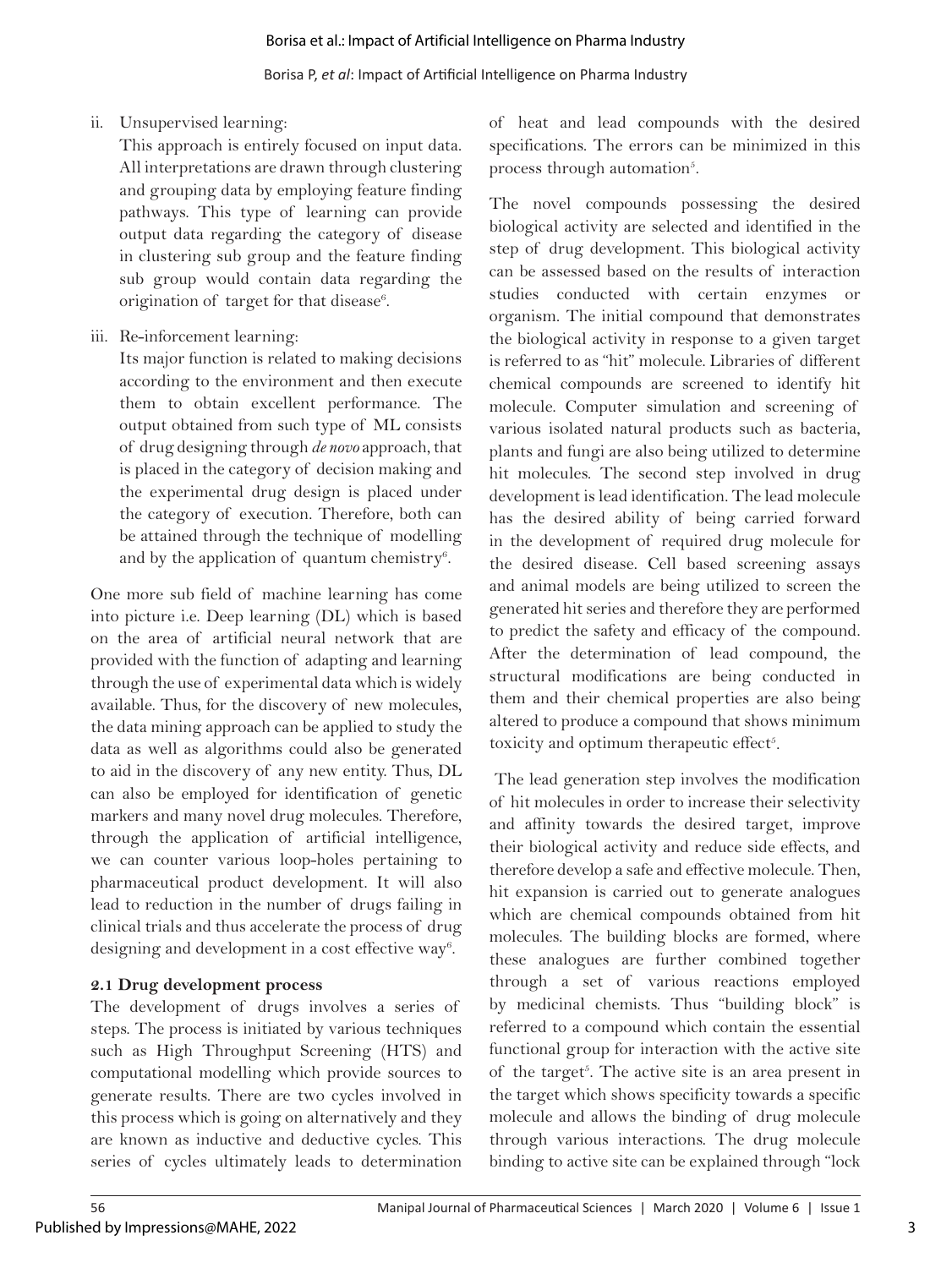ii. Unsupervised learning:

    This approach is entirely focused on input data. All interpretations are drawn through clustering and grouping data by employing feature finding pathways. This type of learning can provide output data regarding the category of disease in clustering sub group and the feature finding sub group would contain data regarding the origination of target for that disease[6].

iii. Re-inforcement learning:

    Its major function is related to making decisions according to the environment and then execute them to obtain excellent performance. The output obtained from such type of ML consists of drug designing through *de novo* approach, that is placed in the category of decision making and the experimental drug design is placed under the category of execution. Therefore, both can be attained through the technique of modelling and by the application of quantum chemistry[6].

One more sub field of machine learning has come into picture i.e. Deep learning (DL) which is based on the area of artificial neural network that are provided with the function of adapting and learning through the use of experimental data which is widely available. Thus, for the discovery of new molecules, the data mining approach can be applied to study the data as well as algorithms could also be generated to aid in the discovery of any new entity. Thus, DL can also be employed for identification of genetic markers and many novel drug molecules. Therefore, through the application of artificial intelligence, we can counter various loop-holes pertaining to pharmaceutical product development. It will also lead to reduction in the number of drugs failing in clinical trials and thus accelerate the process of drug designing and development in a cost effective way[6].

### 2.1 Drug development process

The development of drugs involves a series of steps. The process is initiated by various techniques such as High Throughput Screening (HTS) and computational modelling which provide sources to generate results. There are two cycles involved in this process which is going on alternatively and they are known as inductive and deductive cycles. This series of cycles ultimately leads to determination of heat and lead compounds with the desired specifications. The errors can be minimized in this process through automation[5].

The novel compounds possessing the desired biological activity are selected and identified in the step of drug development. This biological activity can be assessed based on the results of interaction studies conducted with certain enzymes or organism. The initial compound that demonstrates the biological activity in response to a given target is referred to as "hit" molecule. Libraries of different chemical compounds are screened to identify hit molecule. Computer simulation and screening of various isolated natural products such as bacteria, plants and fungi are also being utilized to determine hit molecules. The second step involved in drug development is lead identification. The lead molecule has the desired ability of being carried forward in the development of required drug molecule for the desired disease. Cell based screening assays and animal models are being utilized to screen the generated hit series and therefore they are performed to predict the safety and efficacy of the compound. After the determination of lead compound, the structural modifications are being conducted in them and their chemical properties are also being altered to produce a compound that shows minimum toxicity and optimum therapeutic effect[5].

The lead generation step involves the modification of hit molecules in order to increase their selectivity and affinity towards the desired target, improve their biological activity and reduce side effects, and therefore develop a safe and effective molecule. Then, hit expansion is carried out to generate analogues which are chemical compounds obtained from hit molecules. The building blocks are formed, where these analogues are further combined together through a set of various reactions employed by medicinal chemists. Thus "building block" is referred to a compound which contain the essential functional group for interaction with the active site of the target[5]. The active site is an area present in the target which shows specificity towards a specific molecule and allows the binding of drug molecule through various interactions. The drug molecule binding to active site can be explained through "lock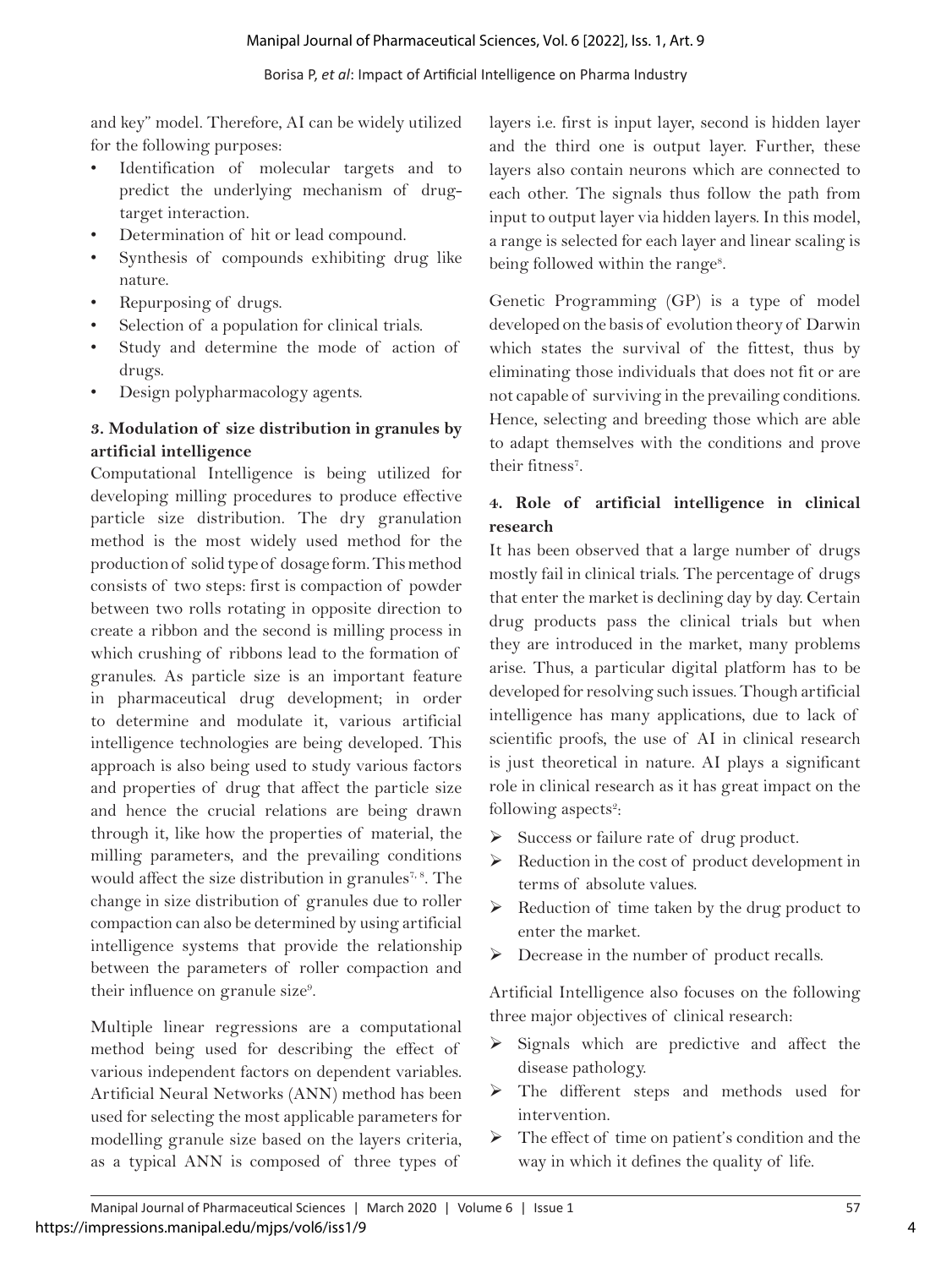and key" model. Therefore, AI can be widely utilized for the following purposes:

- Identification of molecular targets and to predict the underlying mechanism of drug-target interaction.
- Determination of hit or lead compound.
- Synthesis of compounds exhibiting drug like nature.
- Repurposing of drugs.
- Selection of a population for clinical trials.
- Study and determine the mode of action of drugs.
- Design polypharmacology agents.

### 3. Modulation of size distribution in granules by artificial intelligence

Computational Intelligence is being utilized for developing milling procedures to produce effective particle size distribution. The dry granulation method is the most widely used method for the production of solid type of dosage form. This method consists of two steps: first is compaction of powder between two rolls rotating in opposite direction to create a ribbon and the second is milling process in which crushing of ribbons lead to the formation of granules. As particle size is an important feature in pharmaceutical drug development; in order to determine and modulate it, various artificial intelligence technologies are being developed. This approach is also being used to study various factors and properties of drug that affect the particle size and hence the crucial relations are being drawn through it, like how the properties of material, the milling parameters, and the prevailing conditions would affect the size distribution in granules[7, 8]. The change in size distribution of granules due to roller compaction can also be determined by using artificial intelligence systems that provide the relationship between the parameters of roller compaction and their influence on granule size[9].

Multiple linear regressions are a computational method being used for describing the effect of various independent factors on dependent variables. Artificial Neural Networks (ANN) method has been used for selecting the most applicable parameters for modelling granule size based on the layers criteria, as a typical ANN is composed of three types of layers i.e. first is input layer, second is hidden layer and the third one is output layer. Further, these layers also contain neurons which are connected to each other. The signals thus follow the path from input to output layer via hidden layers. In this model, a range is selected for each layer and linear scaling is being followed within the range[8].

Genetic Programming (GP) is a type of model developed on the basis of evolution theory of Darwin which states the survival of the fittest, thus by eliminating those individuals that does not fit or are not capable of surviving in the prevailing conditions. Hence, selecting and breeding those which are able to adapt themselves with the conditions and prove their fitness[7].

### 4. Role of artificial intelligence in clinical research

It has been observed that a large number of drugs mostly fail in clinical trials. The percentage of drugs that enter the market is declining day by day. Certain drug products pass the clinical trials but when they are introduced in the market, many problems arise. Thus, a particular digital platform has to be developed for resolving such issues. Though artificial intelligence has many applications, due to lack of scientific proofs, the use of AI in clinical research is just theoretical in nature. AI plays a significant role in clinical research as it has great impact on the following aspects[2]:

- Success or failure rate of drug product.
- Reduction in the cost of product development in terms of absolute values.
- Reduction of time taken by the drug product to enter the market.
- Decrease in the number of product recalls.

Artificial Intelligence also focuses on the following three major objectives of clinical research:

- Signals which are predictive and affect the disease pathology.
- The different steps and methods used for intervention.
- The effect of time on patient's condition and the way in which it defines the quality of life.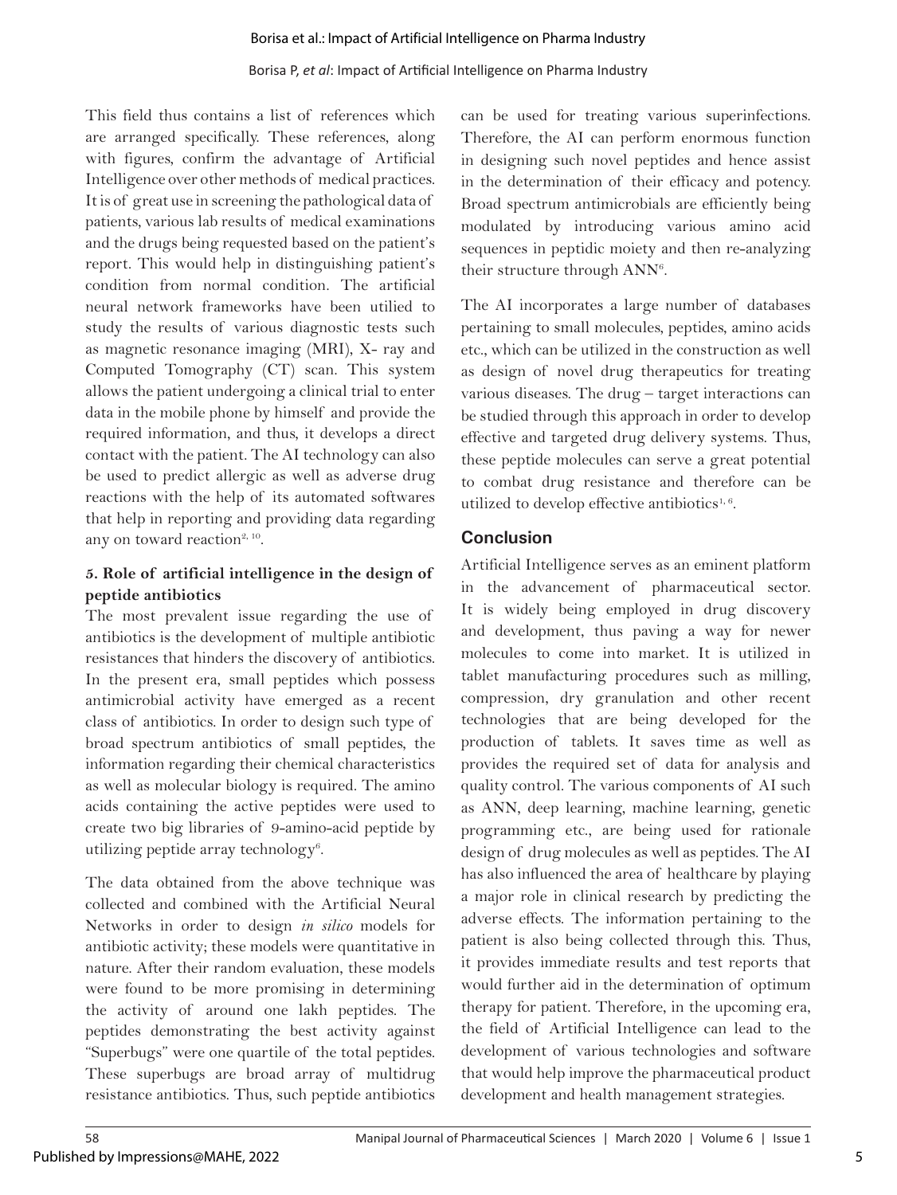This field thus contains a list of references which are arranged specifically. These references, along with figures, confirm the advantage of Artificial Intelligence over other methods of medical practices. It is of great use in screening the pathological data of patients, various lab results of medical examinations and the drugs being requested based on the patient's report. This would help in distinguishing patient's condition from normal condition. The artificial neural network frameworks have been utilied to study the results of various diagnostic tests such as magnetic resonance imaging (MRI), X- ray and Computed Tomography (CT) scan. This system allows the patient undergoing a clinical trial to enter data in the mobile phone by himself and provide the required information, and thus, it develops a direct contact with the patient. The AI technology can also be used to predict allergic as well as adverse drug reactions with the help of its automated softwares that help in reporting and providing data regarding any on toward reaction[2, 10].

### 5. Role of artificial intelligence in the design of peptide antibiotics

The most prevalent issue regarding the use of antibiotics is the development of multiple antibiotic resistances that hinders the discovery of antibiotics. In the present era, small peptides which possess antimicrobial activity have emerged as a recent class of antibiotics. In order to design such type of broad spectrum antibiotics of small peptides, the information regarding their chemical characteristics as well as molecular biology is required. The amino acids containing the active peptides were used to create two big libraries of 9-amino-acid peptide by utilizing peptide array technology[6].

The data obtained from the above technique was collected and combined with the Artificial Neural Networks in order to design *in silico* models for antibiotic activity; these models were quantitative in nature. After their random evaluation, these models were found to be more promising in determining the activity of around one lakh peptides. The peptides demonstrating the best activity against "Superbugs" were one quartile of the total peptides. These superbugs are broad array of multidrug resistance antibiotics. Thus, such peptide antibiotics can be used for treating various superinfections. Therefore, the AI can perform enormous function in designing such novel peptides and hence assist in the determination of their efficacy and potency. Broad spectrum antimicrobials are efficiently being modulated by introducing various amino acid sequences in peptidic moiety and then re-analyzing their structure through ANN[6].

The AI incorporates a large number of databases pertaining to small molecules, peptides, amino acids etc., which can be utilized in the construction as well as design of novel drug therapeutics for treating various diseases. The drug – target interactions can be studied through this approach in order to develop effective and targeted drug delivery systems. Thus, these peptide molecules can serve a great potential to combat drug resistance and therefore can be utilized to develop effective antibiotics[1, 6].

## Conclusion

Artificial Intelligence serves as an eminent platform in the advancement of pharmaceutical sector. It is widely being employed in drug discovery and development, thus paving a way for newer molecules to come into market. It is utilized in tablet manufacturing procedures such as milling, compression, dry granulation and other recent technologies that are being developed for the production of tablets. It saves time as well as provides the required set of data for analysis and quality control. The various components of AI such as ANN, deep learning, machine learning, genetic programming etc., are being used for rationale design of drug molecules as well as peptides. The AI has also influenced the area of healthcare by playing a major role in clinical research by predicting the adverse effects. The information pertaining to the patient is also being collected through this. Thus, it provides immediate results and test reports that would further aid in the determination of optimum therapy for patient. Therefore, in the upcoming era, the field of Artificial Intelligence can lead to the development of various technologies and software that would help improve the pharmaceutical product development and health management strategies.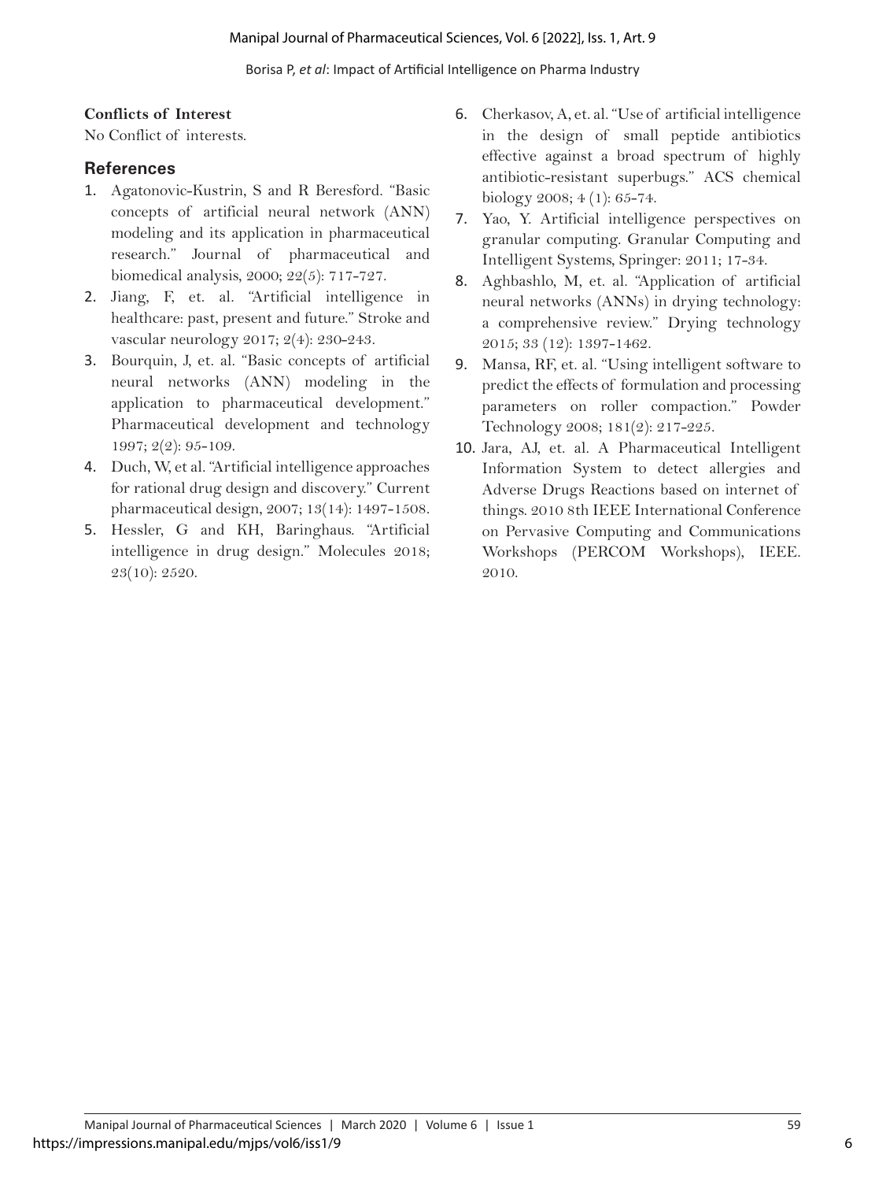**Conflicts of Interest**

No Conflict of interests.

## References

1. Agatonovic-Kustrin, S and R Beresford. "Basic concepts of artificial neural network (ANN) modeling and its application in pharmaceutical research." Journal of pharmaceutical and biomedical analysis, 2000; 22(5): 717-727.
2. Jiang, F, et. al. "Artificial intelligence in healthcare: past, present and future." Stroke and vascular neurology 2017; 2(4): 230-243.
3. Bourquin, J, et. al. "Basic concepts of artificial neural networks (ANN) modeling in the application to pharmaceutical development." Pharmaceutical development and technology 1997; 2(2): 95-109.
4. Duch, W, et al. "Artificial intelligence approaches for rational drug design and discovery." Current pharmaceutical design, 2007; 13(14): 1497-1508.
5. Hessler, G and KH, Baringhaus. "Artificial intelligence in drug design." Molecules 2018; 23(10): 2520.
6. Cherkasov, A, et. al. "Use of artificial intelligence in the design of small peptide antibiotics effective against a broad spectrum of highly antibiotic-resistant superbugs." ACS chemical biology 2008; 4 (1): 65-74.
7. Yao, Y. Artificial intelligence perspectives on granular computing. Granular Computing and Intelligent Systems, Springer: 2011; 17-34.
8. Aghbashlo, M, et. al. "Application of artificial neural networks (ANNs) in drying technology: a comprehensive review." Drying technology 2015; 33 (12): 1397-1462.
9. Mansa, RF, et. al. "Using intelligent software to predict the effects of formulation and processing parameters on roller compaction." Powder Technology 2008; 181(2): 217-225.
10. Jara, AJ, et. al. A Pharmaceutical Intelligent Information System to detect allergies and Adverse Drugs Reactions based on internet of things. 2010 8th IEEE International Conference on Pervasive Computing and Communications Workshops (PERCOM Workshops), IEEE. 2010.